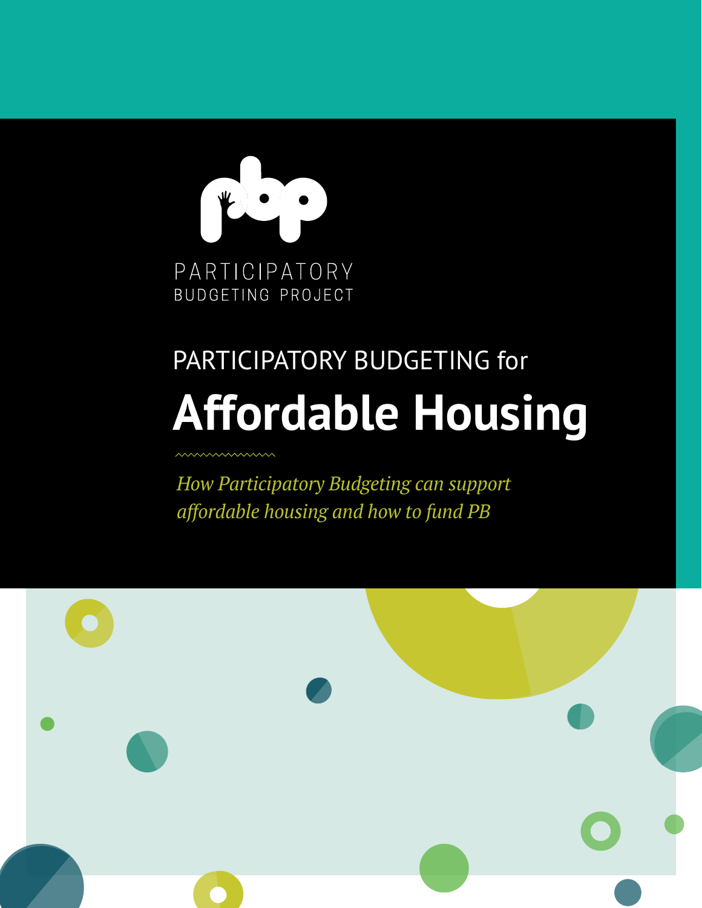PARTICIPATORY BUDGETING PROJECT

PARTICIPATORY BUDGETING for

# Affordable Housing

*How Participatory Budgeting can support affordable housing and how to fund PB*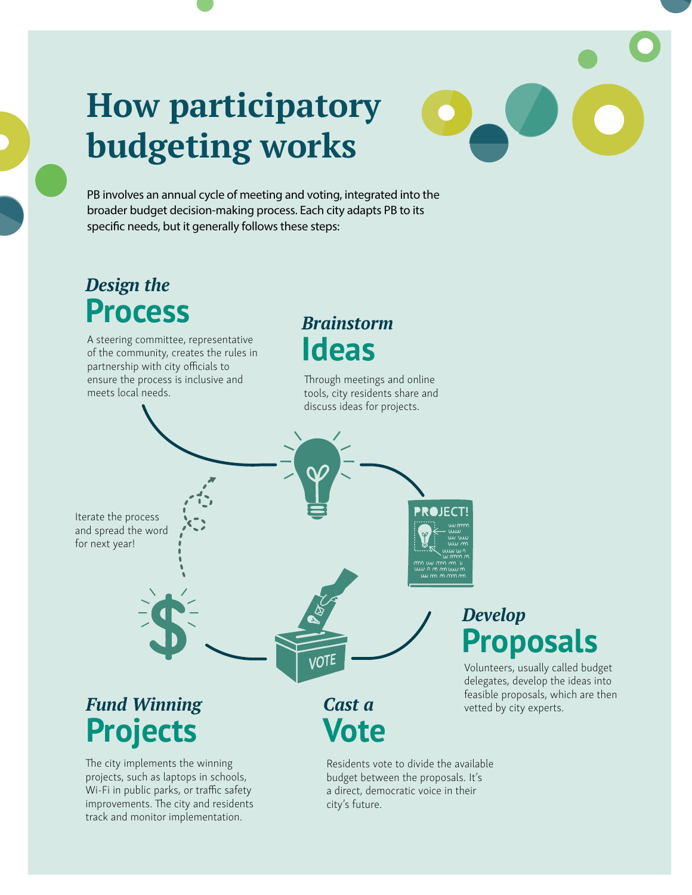# How participatory budgeting works

PB involves an annual cycle of meeting and voting, integrated into the broader budget decision-making process. Each city adapts PB to its specific needs, but it generally follows these steps:

## *Design the* Process

A steering committee, representative of the community, creates the rules in partnership with city officials to ensure the process is inclusive and meets local needs.

## *Brainstorm* Ideas

Through meetings and online tools, city residents share and discuss ideas for projects.

## *Develop* Proposals

Volunteers, usually called budget delegates, develop the ideas into feasible proposals, which are then vetted by city experts.

## *Cast a* Vote

Residents vote to divide the available budget between the proposals. It's a direct, democratic voice in their city's future.

## *Fund Winning* Projects

The city implements the winning projects, such as laptops in schools, Wi-Fi in public parks, or traffic safety improvements. The city and residents track and monitor implementation.

Iterate the process and spread the word for next year!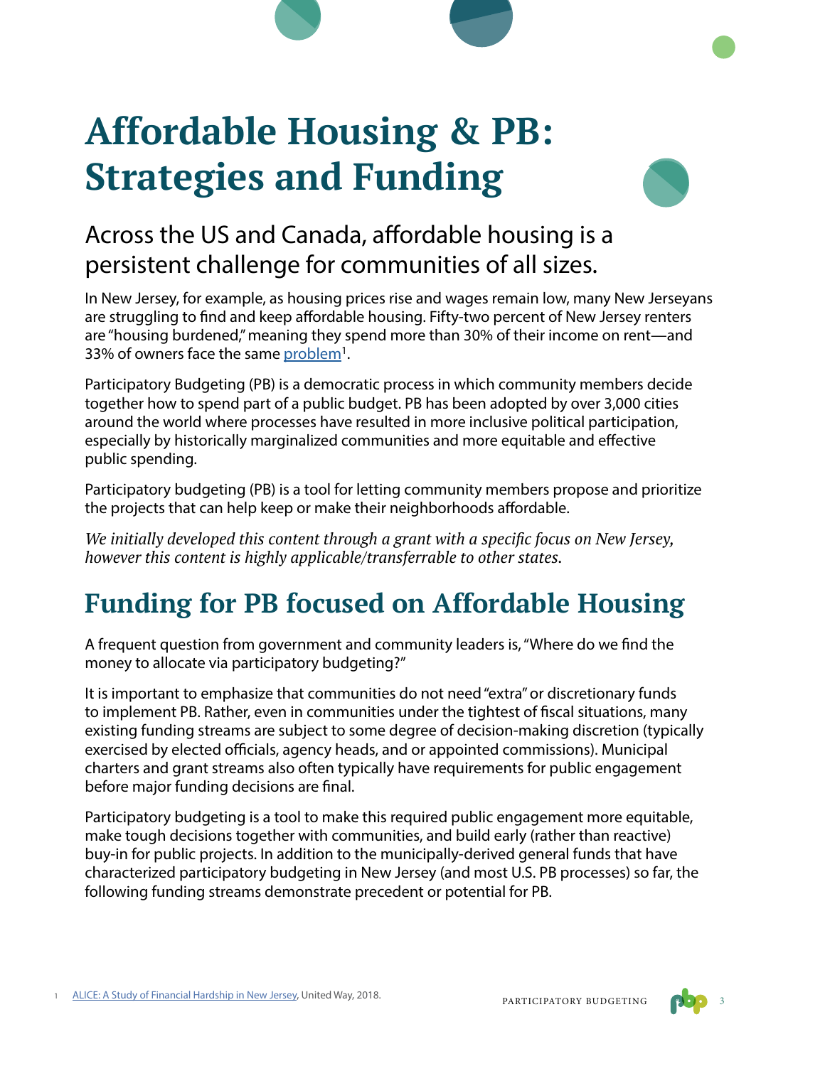# Affordable Housing & PB: Strategies and Funding

## Across the US and Canada, affordable housing is a persistent challenge for communities of all sizes.

In New Jersey, for example, as housing prices rise and wages remain low, many New Jerseyans are struggling to find and keep affordable housing. Fifty-two percent of New Jersey renters are "housing burdened," meaning they spend more than 30% of their income on rent—and 33% of owners face the same problem[1].

Participatory Budgeting (PB) is a democratic process in which community members decide together how to spend part of a public budget. PB has been adopted by over 3,000 cities around the world where processes have resulted in more inclusive political participation, especially by historically marginalized communities and more equitable and effective public spending.

Participatory budgeting (PB) is a tool for letting community members propose and prioritize the projects that can help keep or make their neighborhoods affordable.

*We initially developed this content through a grant with a specific focus on New Jersey, however this content is highly applicable/transferrable to other states.*

## Funding for PB focused on Affordable Housing

A frequent question from government and community leaders is, "Where do we find the money to allocate via participatory budgeting?"

It is important to emphasize that communities do not need "extra" or discretionary funds to implement PB. Rather, even in communities under the tightest of fiscal situations, many existing funding streams are subject to some degree of decision-making discretion (typically exercised by elected officials, agency heads, and or appointed commissions). Municipal charters and grant streams also often typically have requirements for public engagement before major funding decisions are final.

Participatory budgeting is a tool to make this required public engagement more equitable, make tough decisions together with communities, and build early (rather than reactive) buy-in for public projects. In addition to the municipally-derived general funds that have characterized participatory budgeting in New Jersey (and most U.S. PB processes) so far, the following funding streams demonstrate precedent or potential for PB.

[1] ALICE: A Study of Financial Hardship in New Jersey, United Way, 2018.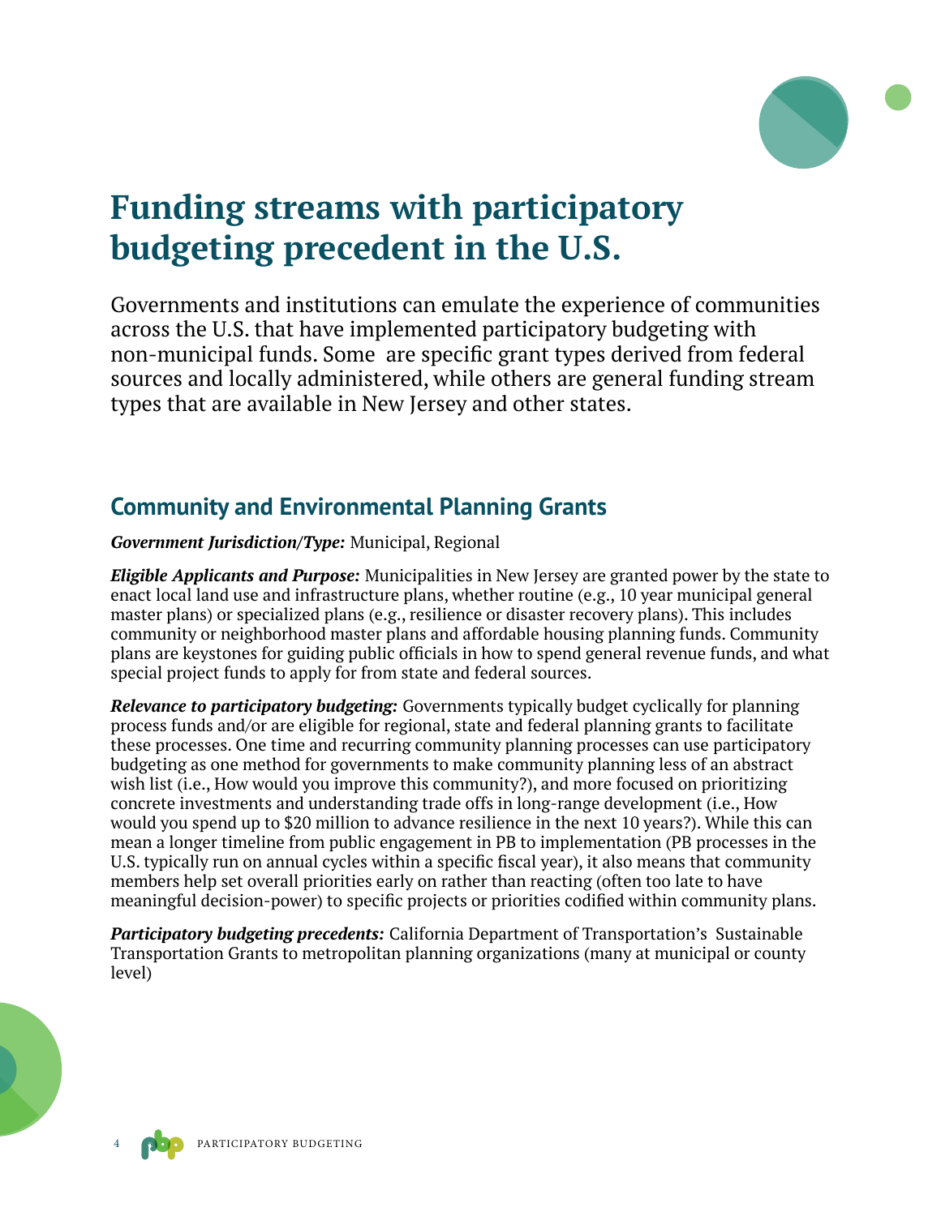# Funding streams with participatory budgeting precedent in the U.S.

Governments and institutions can emulate the experience of communities across the U.S. that have implemented participatory budgeting with non-municipal funds. Some are specific grant types derived from federal sources and locally administered, while others are general funding stream types that are available in New Jersey and other states.

## Community and Environmental Planning Grants

***Government Jurisdiction/Type:*** Municipal, Regional

***Eligible Applicants and Purpose:*** Municipalities in New Jersey are granted power by the state to enact local land use and infrastructure plans, whether routine (e.g., 10 year municipal general master plans) or specialized plans (e.g., resilience or disaster recovery plans). This includes community or neighborhood master plans and affordable housing planning funds. Community plans are keystones for guiding public officials in how to spend general revenue funds, and what special project funds to apply for from state and federal sources.

***Relevance to participatory budgeting:*** Governments typically budget cyclically for planning process funds and/or are eligible for regional, state and federal planning grants to facilitate these processes. One time and recurring community planning processes can use participatory budgeting as one method for governments to make community planning less of an abstract wish list (i.e., How would you improve this community?), and more focused on prioritizing concrete investments and understanding trade offs in long-range development (i.e., How would you spend up to $20 million to advance resilience in the next 10 years?). While this can mean a longer timeline from public engagement in PB to implementation (PB processes in the U.S. typically run on annual cycles within a specific fiscal year), it also means that community members help set overall priorities early on rather than reacting (often too late to have meaningful decision-power) to specific projects or priorities codified within community plans.

***Participatory budgeting precedents:*** California Department of Transportation's Sustainable Transportation Grants to metropolitan planning organizations (many at municipal or county level)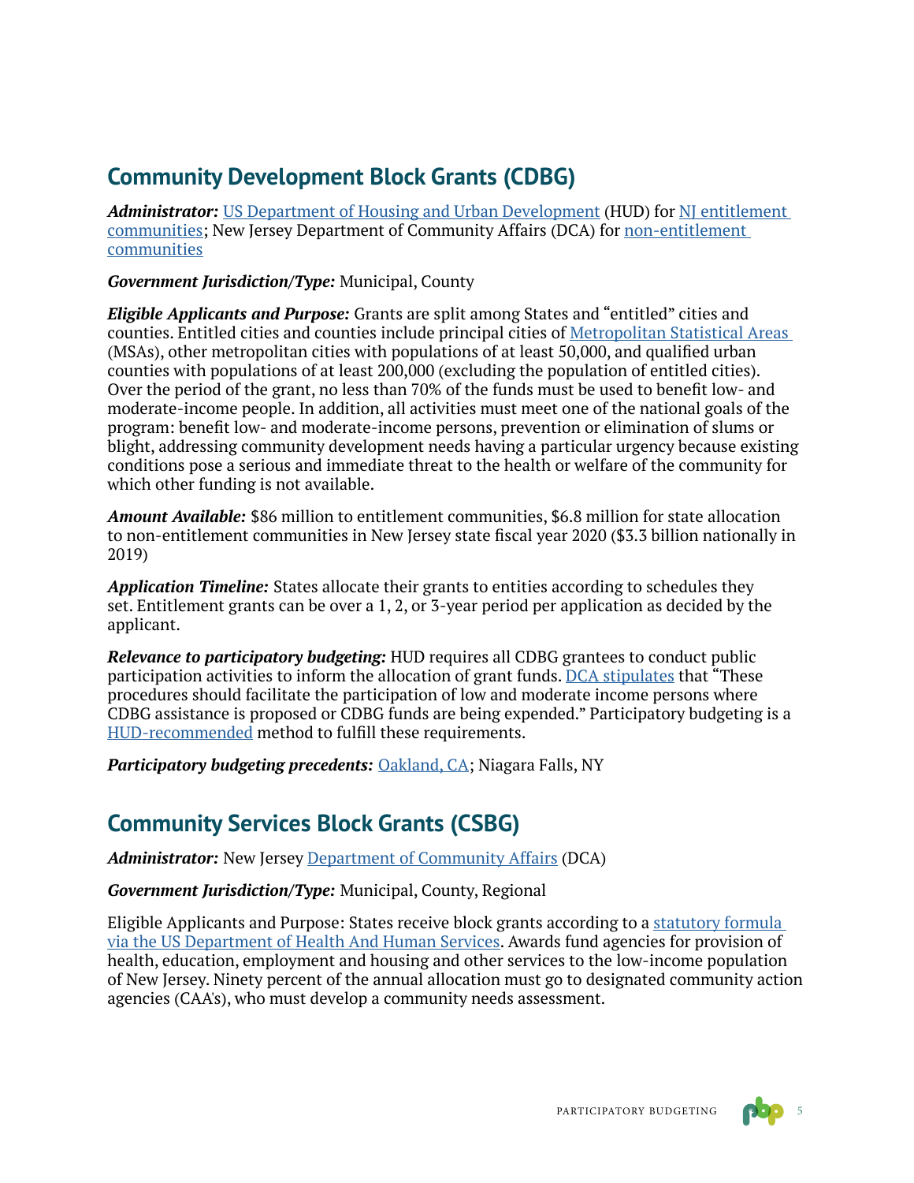## Community Development Block Grants (CDBG)

***Administrator:*** US Department of Housing and Urban Development (HUD) for NJ entitlement communities; New Jersey Department of Community Affairs (DCA) for non-entitlement communities

***Government Jurisdiction/Type:*** Municipal, County

***Eligible Applicants and Purpose:*** Grants are split among States and "entitled" cities and counties. Entitled cities and counties include principal cities of Metropolitan Statistical Areas (MSAs), other metropolitan cities with populations of at least 50,000, and qualified urban counties with populations of at least 200,000 (excluding the population of entitled cities). Over the period of the grant, no less than 70% of the funds must be used to benefit low- and moderate-income people. In addition, all activities must meet one of the national goals of the program: benefit low- and moderate-income persons, prevention or elimination of slums or blight, addressing community development needs having a particular urgency because existing conditions pose a serious and immediate threat to the health or welfare of the community for which other funding is not available.

***Amount Available:*** $86 million to entitlement communities, $6.8 million for state allocation to non-entitlement communities in New Jersey state fiscal year 2020 ($3.3 billion nationally in 2019)

***Application Timeline:*** States allocate their grants to entities according to schedules they set. Entitlement grants can be over a 1, 2, or 3-year period per application as decided by the applicant.

***Relevance to participatory budgeting:*** HUD requires all CDBG grantees to conduct public participation activities to inform the allocation of grant funds. DCA stipulates that "These procedures should facilitate the participation of low and moderate income persons where CDBG assistance is proposed or CDBG funds are being expended." Participatory budgeting is a HUD-recommended method to fulfill these requirements.

***Participatory budgeting precedents:*** Oakland, CA; Niagara Falls, NY

## Community Services Block Grants (CSBG)

***Administrator:*** New Jersey Department of Community Affairs (DCA)

***Government Jurisdiction/Type:*** Municipal, County, Regional

Eligible Applicants and Purpose: States receive block grants according to a statutory formula via the US Department of Health And Human Services. Awards fund agencies for provision of health, education, employment and housing and other services to the low-income population of New Jersey. Ninety percent of the annual allocation must go to designated community action agencies (CAA's), who must develop a community needs assessment.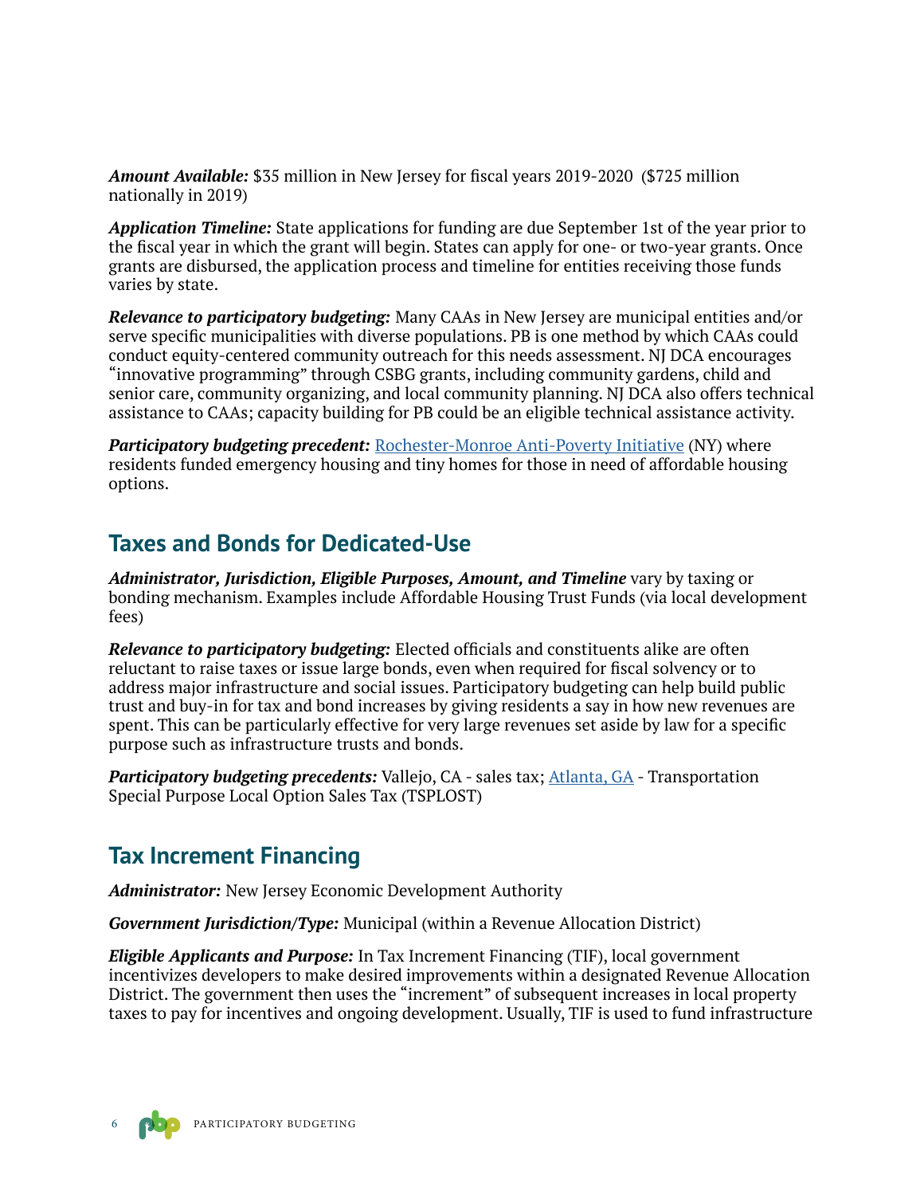***Amount Available:*** $35 million in New Jersey for fiscal years 2019-2020 ($725 million nationally in 2019)

***Application Timeline:*** State applications for funding are due September 1st of the year prior to the fiscal year in which the grant will begin. States can apply for one- or two-year grants. Once grants are disbursed, the application process and timeline for entities receiving those funds varies by state.

***Relevance to participatory budgeting:*** Many CAAs in New Jersey are municipal entities and/or serve specific municipalities with diverse populations. PB is one method by which CAAs could conduct equity-centered community outreach for this needs assessment. NJ DCA encourages "innovative programming" through CSBG grants, including community gardens, child and senior care, community organizing, and local community planning. NJ DCA also offers technical assistance to CAAs; capacity building for PB could be an eligible technical assistance activity.

***Participatory budgeting precedent:*** Rochester-Monroe Anti-Poverty Initiative (NY) where residents funded emergency housing and tiny homes for those in need of affordable housing options.

## Taxes and Bonds for Dedicated-Use

***Administrator, Jurisdiction, Eligible Purposes, Amount, and Timeline*** vary by taxing or bonding mechanism. Examples include Affordable Housing Trust Funds (via local development fees)

***Relevance to participatory budgeting:*** Elected officials and constituents alike are often reluctant to raise taxes or issue large bonds, even when required for fiscal solvency or to address major infrastructure and social issues. Participatory budgeting can help build public trust and buy-in for tax and bond increases by giving residents a say in how new revenues are spent. This can be particularly effective for very large revenues set aside by law for a specific purpose such as infrastructure trusts and bonds.

***Participatory budgeting precedents:*** Vallejo, CA - sales tax; Atlanta, GA - Transportation Special Purpose Local Option Sales Tax (TSPLOST)

## Tax Increment Financing

***Administrator:*** New Jersey Economic Development Authority

***Government Jurisdiction/Type:*** Municipal (within a Revenue Allocation District)

***Eligible Applicants and Purpose:*** In Tax Increment Financing (TIF), local government incentivizes developers to make desired improvements within a designated Revenue Allocation District. The government then uses the "increment" of subsequent increases in local property taxes to pay for incentives and ongoing development. Usually, TIF is used to fund infrastructure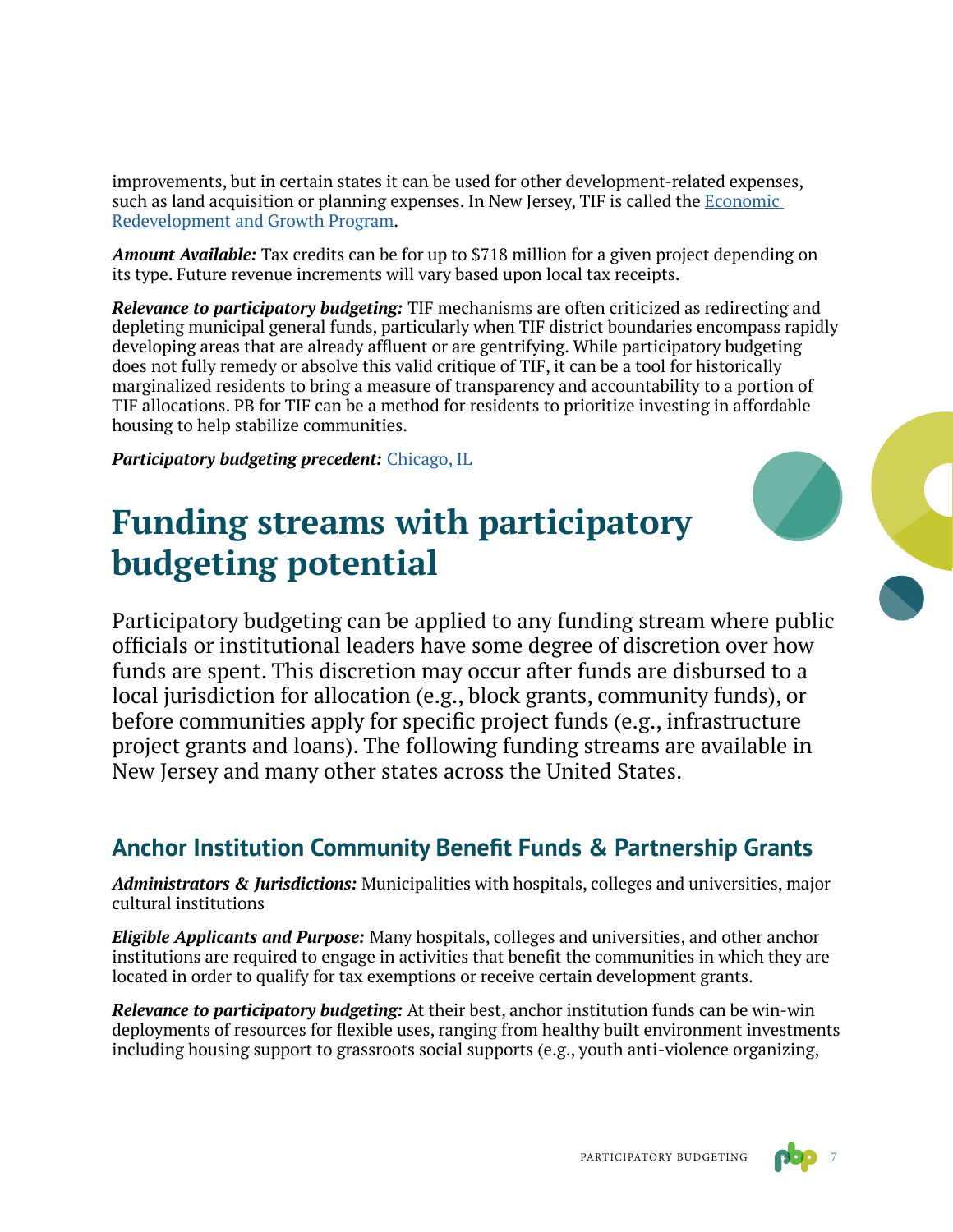improvements, but in certain states it can be used for other development-related expenses, such as land acquisition or planning expenses. In New Jersey, TIF is called the [Economic Redevelopment and Growth Program]().

***Amount Available:*** Tax credits can be for up to $718 million for a given project depending on its type. Future revenue increments will vary based upon local tax receipts.

***Relevance to participatory budgeting:*** TIF mechanisms are often criticized as redirecting and depleting municipal general funds, particularly when TIF district boundaries encompass rapidly developing areas that are already affluent or are gentrifying. While participatory budgeting does not fully remedy or absolve this valid critique of TIF, it can be a tool for historically marginalized residents to bring a measure of transparency and accountability to a portion of TIF allocations. PB for TIF can be a method for residents to prioritize investing in affordable housing to help stabilize communities.

***Participatory budgeting precedent:*** [Chicago, IL]()

# Funding streams with participatory budgeting potential

Participatory budgeting can be applied to any funding stream where public officials or institutional leaders have some degree of discretion over how funds are spent. This discretion may occur after funds are disbursed to a local jurisdiction for allocation (e.g., block grants, community funds), or before communities apply for specific project funds (e.g., infrastructure project grants and loans). The following funding streams are available in New Jersey and many other states across the United States.

## Anchor Institution Community Benefit Funds & Partnership Grants

***Administrators & Jurisdictions:*** Municipalities with hospitals, colleges and universities, major cultural institutions

***Eligible Applicants and Purpose:*** Many hospitals, colleges and universities, and other anchor institutions are required to engage in activities that benefit the communities in which they are located in order to qualify for tax exemptions or receive certain development grants.

***Relevance to participatory budgeting:*** At their best, anchor institution funds can be win-win deployments of resources for flexible uses, ranging from healthy built environment investments including housing support to grassroots social supports (e.g., youth anti-violence organizing,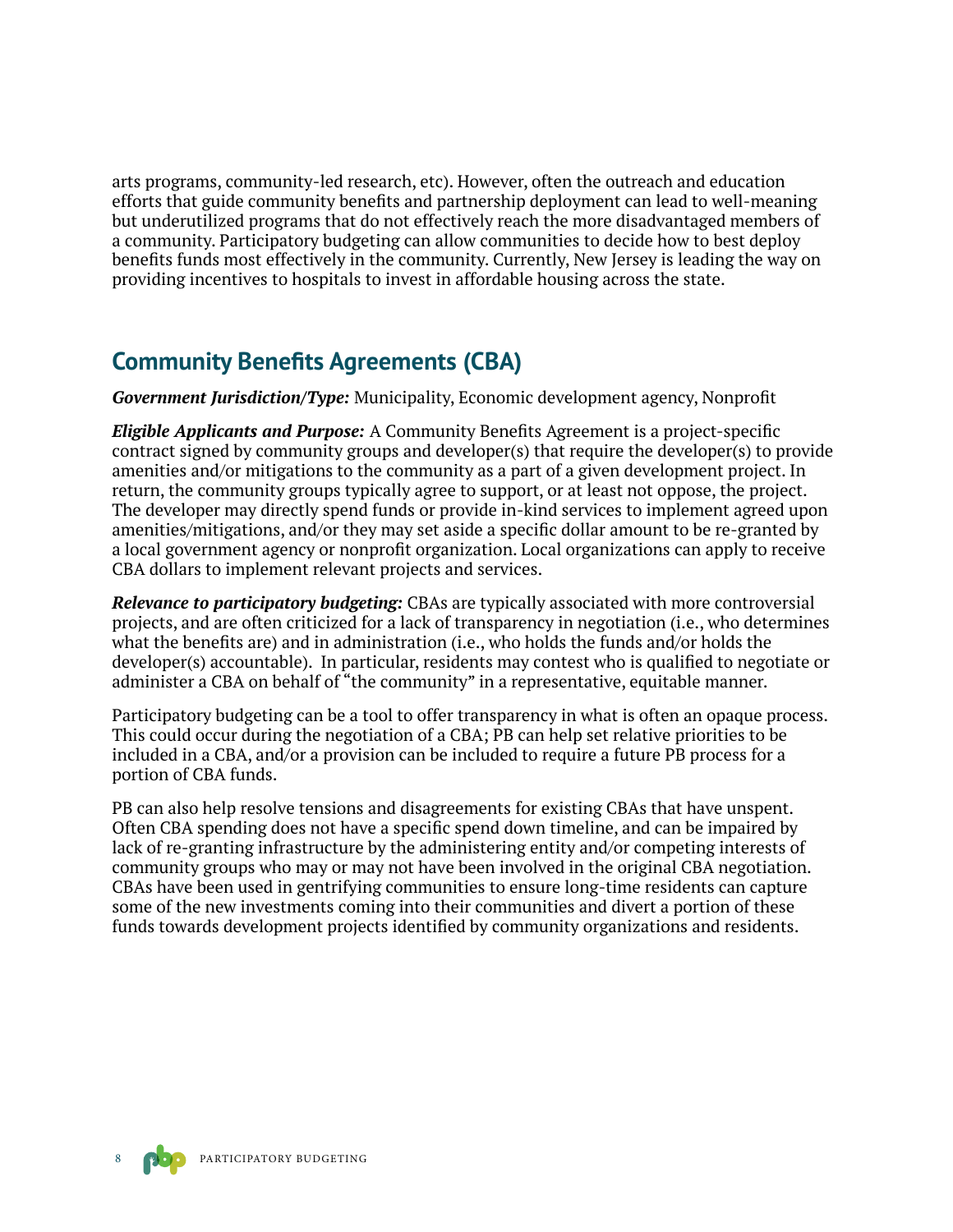arts programs, community-led research, etc). However, often the outreach and education efforts that guide community benefits and partnership deployment can lead to well-meaning but underutilized programs that do not effectively reach the more disadvantaged members of a community. Participatory budgeting can allow communities to decide how to best deploy benefits funds most effectively in the community. Currently, New Jersey is leading the way on providing incentives to hospitals to invest in affordable housing across the state.

## Community Benefits Agreements (CBA)

***Government Jurisdiction/Type:*** Municipality, Economic development agency, Nonprofit

***Eligible Applicants and Purpose:*** A Community Benefits Agreement is a project-specific contract signed by community groups and developer(s) that require the developer(s) to provide amenities and/or mitigations to the community as a part of a given development project. In return, the community groups typically agree to support, or at least not oppose, the project. The developer may directly spend funds or provide in-kind services to implement agreed upon amenities/mitigations, and/or they may set aside a specific dollar amount to be re-granted by a local government agency or nonprofit organization. Local organizations can apply to receive CBA dollars to implement relevant projects and services.

***Relevance to participatory budgeting:*** CBAs are typically associated with more controversial projects, and are often criticized for a lack of transparency in negotiation (i.e., who determines what the benefits are) and in administration (i.e., who holds the funds and/or holds the developer(s) accountable). In particular, residents may contest who is qualified to negotiate or administer a CBA on behalf of "the community" in a representative, equitable manner.

Participatory budgeting can be a tool to offer transparency in what is often an opaque process. This could occur during the negotiation of a CBA; PB can help set relative priorities to be included in a CBA, and/or a provision can be included to require a future PB process for a portion of CBA funds.

PB can also help resolve tensions and disagreements for existing CBAs that have unspent. Often CBA spending does not have a specific spend down timeline, and can be impaired by lack of re-granting infrastructure by the administering entity and/or competing interests of community groups who may or may not have been involved in the original CBA negotiation. CBAs have been used in gentrifying communities to ensure long-time residents can capture some of the new investments coming into their communities and divert a portion of these funds towards development projects identified by community organizations and residents.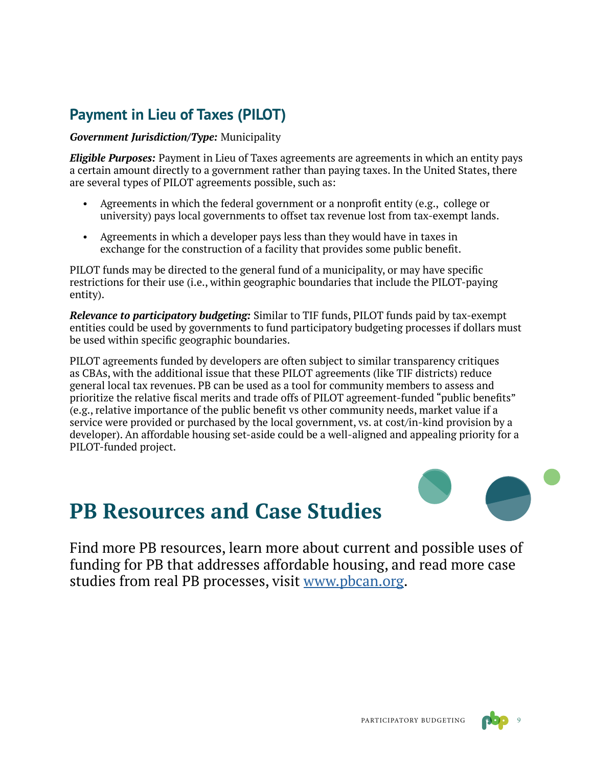## Payment in Lieu of Taxes (PILOT)

***Government Jurisdiction/Type:*** Municipality

***Eligible Purposes:*** Payment in Lieu of Taxes agreements are agreements in which an entity pays a certain amount directly to a government rather than paying taxes. In the United States, there are several types of PILOT agreements possible, such as:

- Agreements in which the federal government or a nonprofit entity (e.g., college or university) pays local governments to offset tax revenue lost from tax-exempt lands.
- Agreements in which a developer pays less than they would have in taxes in exchange for the construction of a facility that provides some public benefit.

PILOT funds may be directed to the general fund of a municipality, or may have specific restrictions for their use (i.e., within geographic boundaries that include the PILOT-paying entity).

***Relevance to participatory budgeting:*** Similar to TIF funds, PILOT funds paid by tax-exempt entities could be used by governments to fund participatory budgeting processes if dollars must be used within specific geographic boundaries.

PILOT agreements funded by developers are often subject to similar transparency critiques as CBAs, with the additional issue that these PILOT agreements (like TIF districts) reduce general local tax revenues. PB can be used as a tool for community members to assess and prioritize the relative fiscal merits and trade offs of PILOT agreement-funded "public benefits" (e.g., relative importance of the public benefit vs other community needs, market value if a service were provided or purchased by the local government, vs. at cost/in-kind provision by a developer). An affordable housing set-aside could be a well-aligned and appealing priority for a PILOT-funded project.

# PB Resources and Case Studies

Find more PB resources, learn more about current and possible uses of funding for PB that addresses affordable housing, and read more case studies from real PB processes, visit [www.pbcan.org](http://www.pbcan.org).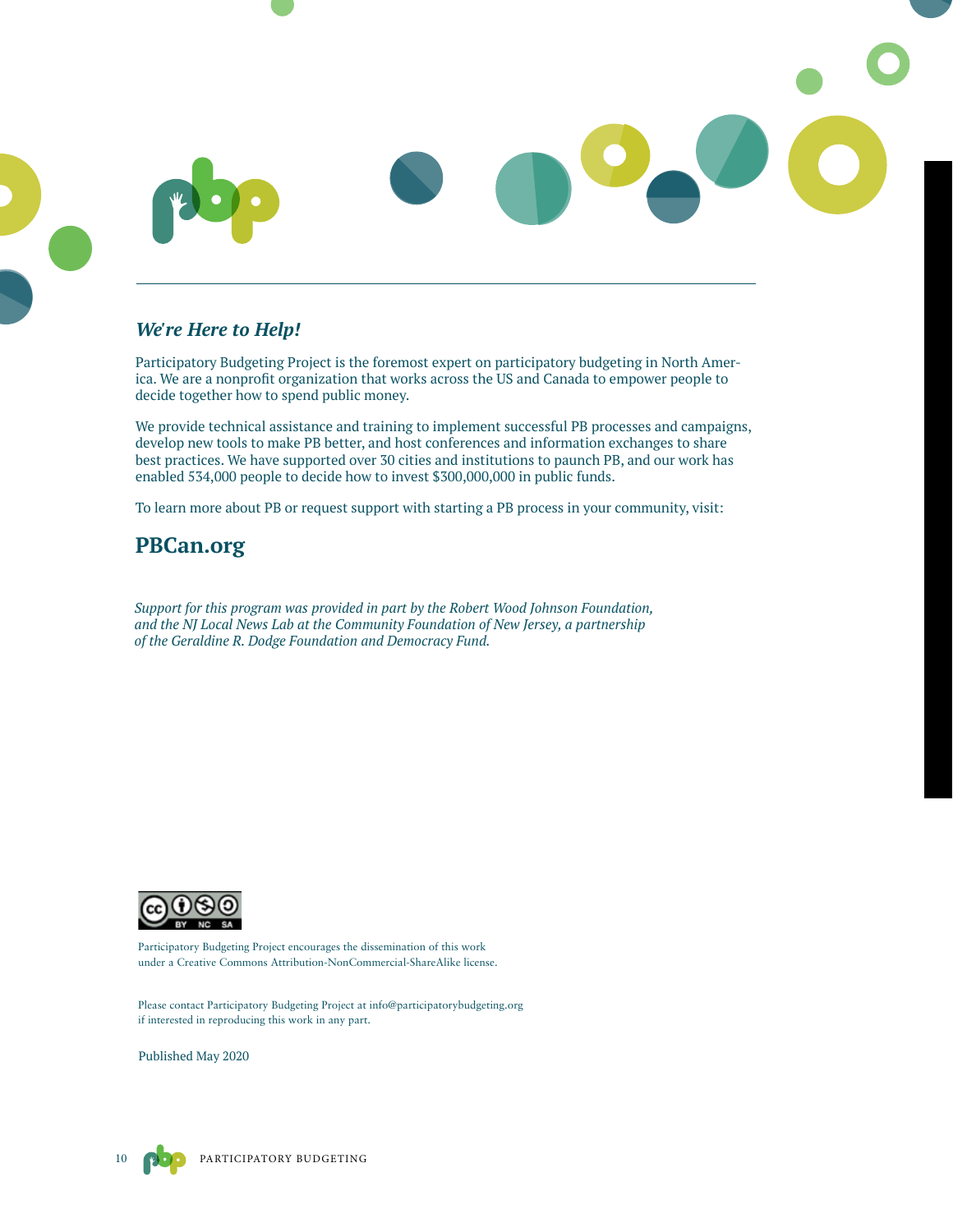## *We're Here to Help!*

Participatory Budgeting Project is the foremost expert on participatory budgeting in North America. We are a nonprofit organization that works across the US and Canada to empower people to decide together how to spend public money.

We provide technical assistance and training to implement successful PB processes and campaigns, develop new tools to make PB better, and host conferences and information exchanges to share best practices. We have supported over 30 cities and institutions to paunch PB, and our work has enabled 534,000 people to decide how to invest $300,000,000 in public funds.

To learn more about PB or request support with starting a PB process in your community, visit:

## PBCan.org

*Support for this program was provided in part by the Robert Wood Johnson Foundation, and the NJ Local News Lab at the Community Foundation of New Jersey, a partnership of the Geraldine R. Dodge Foundation and Democracy Fund.*

Participatory Budgeting Project encourages the dissemination of this work under a Creative Commons Attribution-NonCommercial-ShareAlike license.

Please contact Participatory Budgeting Project at info@participatorybudgeting.org if interested in reproducing this work in any part.

Published May 2020